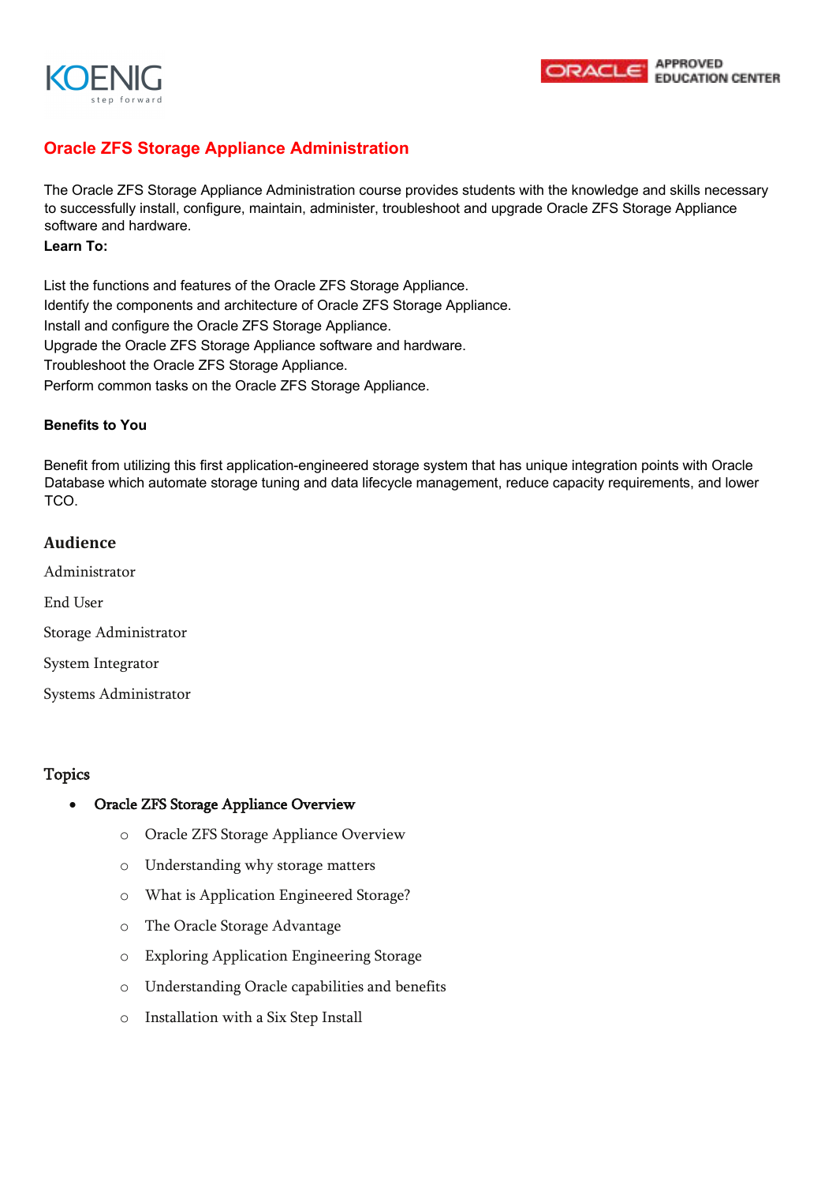# Oracle ZFS Storage Appliance Administration

The Oracle ZFS Storage Appliance Administration course provides students with the knowledge and skills necessary to successfully install, configure, maintain, administer, troubleshoot and upgrade Oracle ZFS Storage Appliance software and hardware.

**Learn To:**

List the functions and features of the Oracle ZFS Storage Appliance.
Identify the components and architecture of Oracle ZFS Storage Appliance.
Install and configure the Oracle ZFS Storage Appliance.
Upgrade the Oracle ZFS Storage Appliance software and hardware.
Troubleshoot the Oracle ZFS Storage Appliance.
Perform common tasks on the Oracle ZFS Storage Appliance.

**Benefits to You**

Benefit from utilizing this first application-engineered storage system that has unique integration points with Oracle Database which automate storage tuning and data lifecycle management, reduce capacity requirements, and lower TCO.

## Audience

Administrator

End User

Storage Administrator

System Integrator

Systems Administrator

## Topics

- Oracle ZFS Storage Appliance Overview
  - Oracle ZFS Storage Appliance Overview
  - Understanding why storage matters
  - What is Application Engineered Storage?
  - The Oracle Storage Advantage
  - Exploring Application Engineering Storage
  - Understanding Oracle capabilities and benefits
  - Installation with a Six Step Install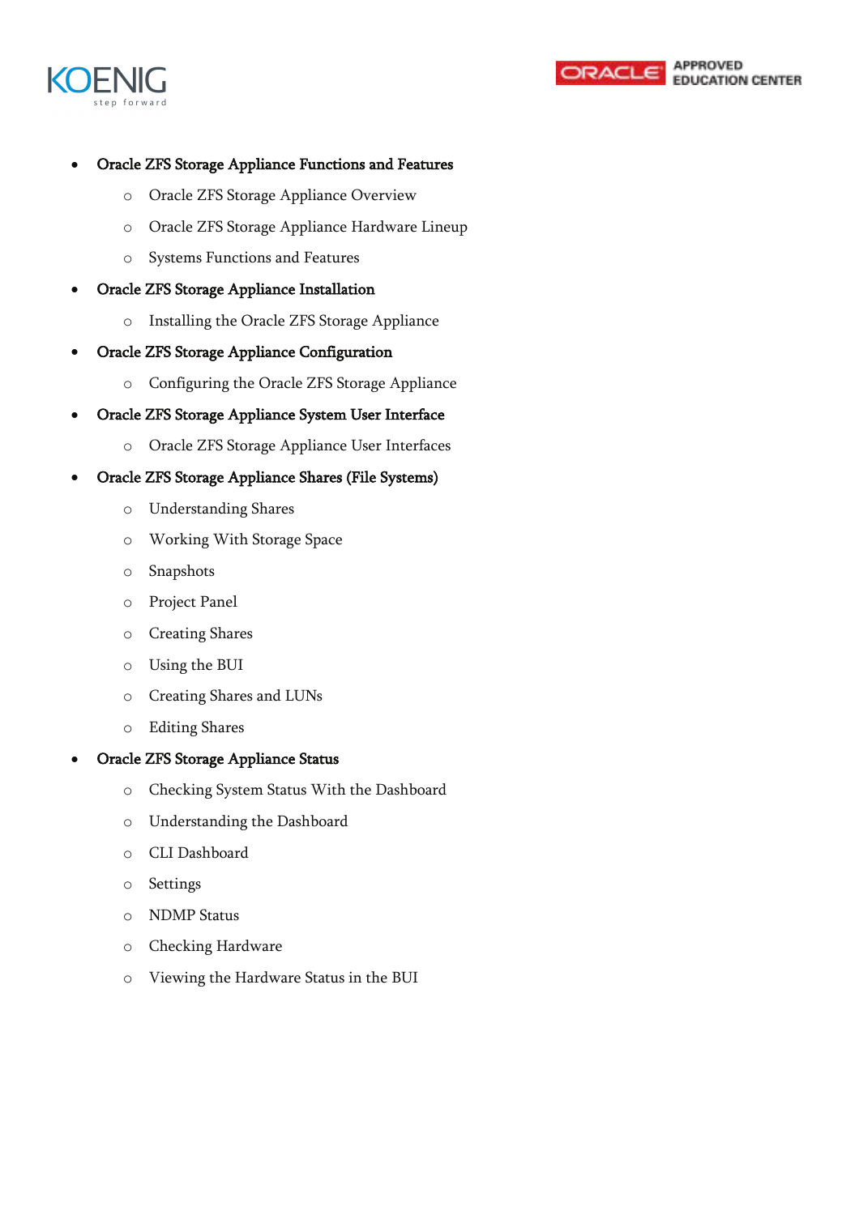- Oracle ZFS Storage Appliance Functions and Features
    - Oracle ZFS Storage Appliance Overview
    - Oracle ZFS Storage Appliance Hardware Lineup
    - Systems Functions and Features
- Oracle ZFS Storage Appliance Installation
    - Installing the Oracle ZFS Storage Appliance
- Oracle ZFS Storage Appliance Configuration
    - Configuring the Oracle ZFS Storage Appliance
- Oracle ZFS Storage Appliance System User Interface
    - Oracle ZFS Storage Appliance User Interfaces
- Oracle ZFS Storage Appliance Shares (File Systems)
    - Understanding Shares
    - Working With Storage Space
    - Snapshots
    - Project Panel
    - Creating Shares
    - Using the BUI
    - Creating Shares and LUNs
    - Editing Shares
- Oracle ZFS Storage Appliance Status
    - Checking System Status With the Dashboard
    - Understanding the Dashboard
    - CLI Dashboard
    - Settings
    - NDMP Status
    - Checking Hardware
    - Viewing the Hardware Status in the BUI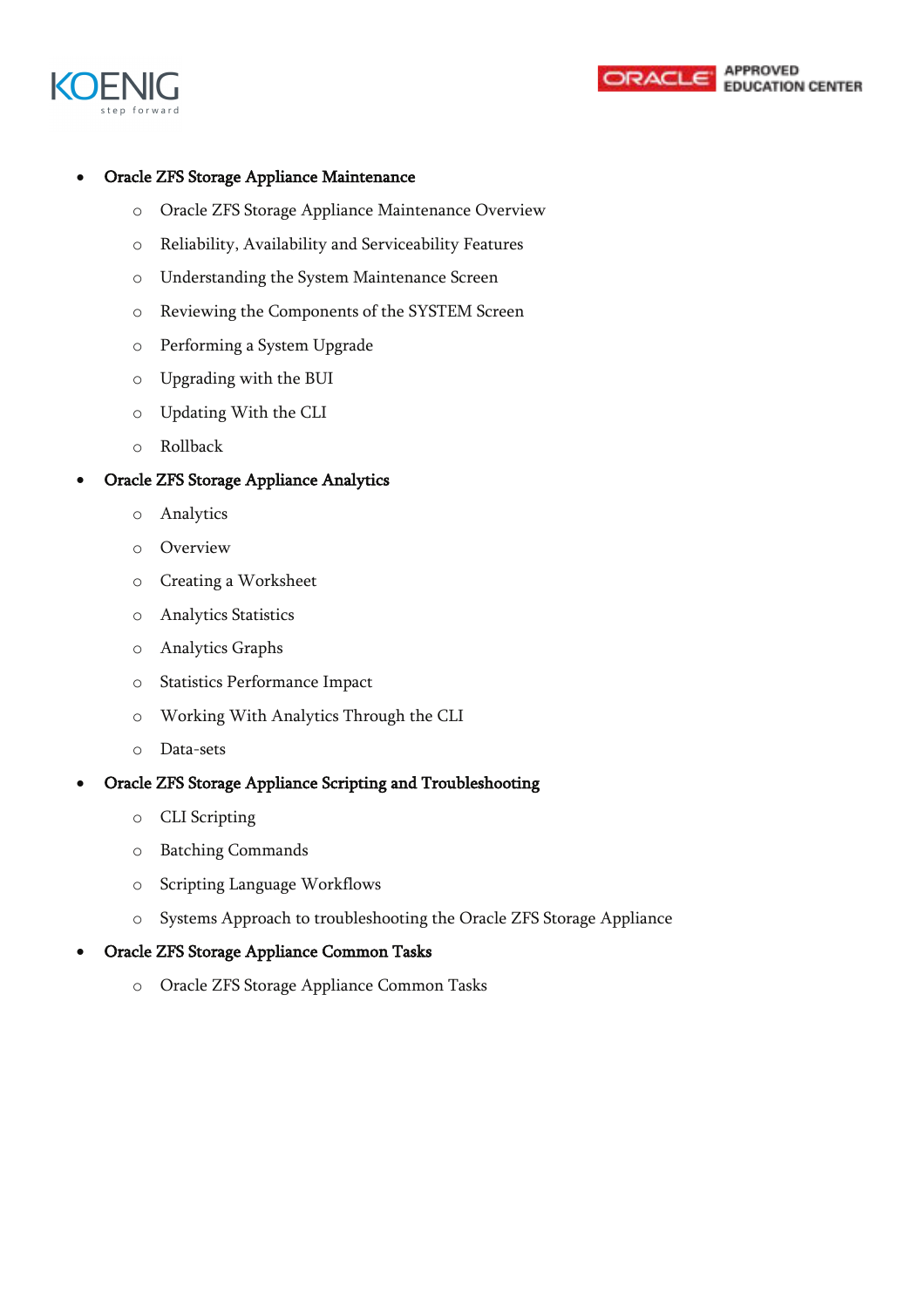- Oracle ZFS Storage Appliance Maintenance
    - Oracle ZFS Storage Appliance Maintenance Overview
    - Reliability, Availability and Serviceability Features
    - Understanding the System Maintenance Screen
    - Reviewing the Components of the SYSTEM Screen
    - Performing a System Upgrade
    - Upgrading with the BUI
    - Updating With the CLI
    - Rollback
- Oracle ZFS Storage Appliance Analytics
    - Analytics
    - Overview
    - Creating a Worksheet
    - Analytics Statistics
    - Analytics Graphs
    - Statistics Performance Impact
    - Working With Analytics Through the CLI
    - Data-sets
- Oracle ZFS Storage Appliance Scripting and Troubleshooting
    - CLI Scripting
    - Batching Commands
    - Scripting Language Workflows
    - Systems Approach to troubleshooting the Oracle ZFS Storage Appliance
- Oracle ZFS Storage Appliance Common Tasks
    - Oracle ZFS Storage Appliance Common Tasks